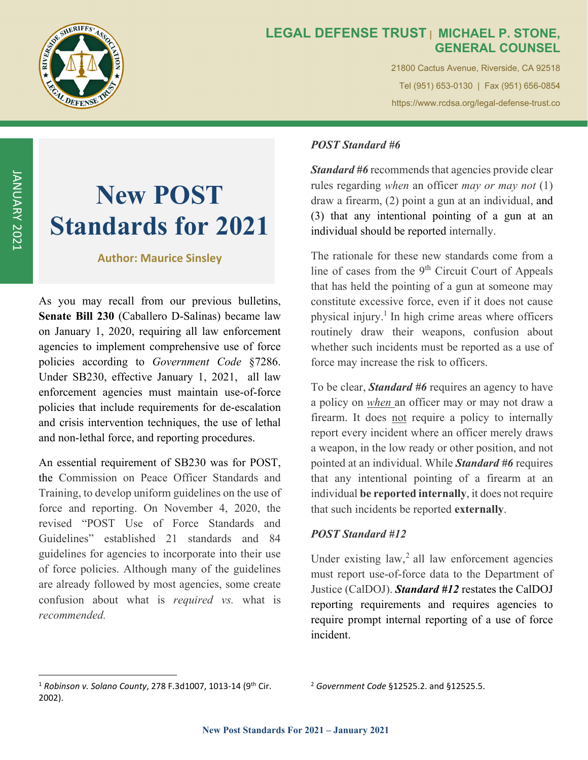**LEGAL DEFENSE TRUST | MICHAEL P. STONE, GENERAL COUNSEL**

21800 Cactus Avenue, Riverside, CA 92518

Tel (951) 653-0130 | Fax (951) 656-0854

https://www.rcdsa.org/legal-defense-trust.co

JANUARY 2021

# New POST Standards for 2021

**Author: Maurice Sinsley**

As you may recall from our previous bulletins, **Senate Bill 230** (Caballero D-Salinas) became law on January 1, 2020, requiring all law enforcement agencies to implement comprehensive use of force policies according to *Government Code* §7286. Under SB230, effective January 1, 2021, all law enforcement agencies must maintain use-of-force policies that include requirements for de-escalation and crisis intervention techniques, the use of lethal and non-lethal force, and reporting procedures.

An essential requirement of SB230 was for POST, the Commission on Peace Officer Standards and Training, to develop uniform guidelines on the use of force and reporting. On November 4, 2020, the revised "POST Use of Force Standards and Guidelines" established 21 standards and 84 guidelines for agencies to incorporate into their use of force policies. Although many of the guidelines are already followed by most agencies, some create confusion about what is *required vs.* what is *recommended.*

### *POST Standard #6*

***Standard #6*** recommends that agencies provide clear rules regarding *when* an officer *may or may not* (1) draw a firearm, (2) point a gun at an individual, and (3) that any intentional pointing of a gun at an individual should be reported internally.

The rationale for these new standards come from a line of cases from the 9th Circuit Court of Appeals that has held the pointing of a gun at someone may constitute excessive force, even if it does not cause physical injury.[1] In high crime areas where officers routinely draw their weapons, confusion about whether such incidents must be reported as a use of force may increase the risk to officers.

To be clear, ***Standard #6*** requires an agency to have a policy on *when* an officer may or may not draw a firearm. It does not require a policy to internally report every incident where an officer merely draws a weapon, in the low ready or other position, and not pointed at an individual. While ***Standard #6*** requires that any intentional pointing of a firearm at an individual **be reported internally**, it does not require that such incidents be reported **externally**.

### *POST Standard #12*

Under existing law,[2] all law enforcement agencies must report use-of-force data to the Department of Justice (CalDOJ). ***Standard #12*** restates the CalDOJ reporting requirements and requires agencies to require prompt internal reporting of a use of force incident.

[1] *Robinson v. Solano County*, 278 F.3d1007, 1013-14 (9th Cir. 2002).

[2] *Government Code* §12525.2. and §12525.5.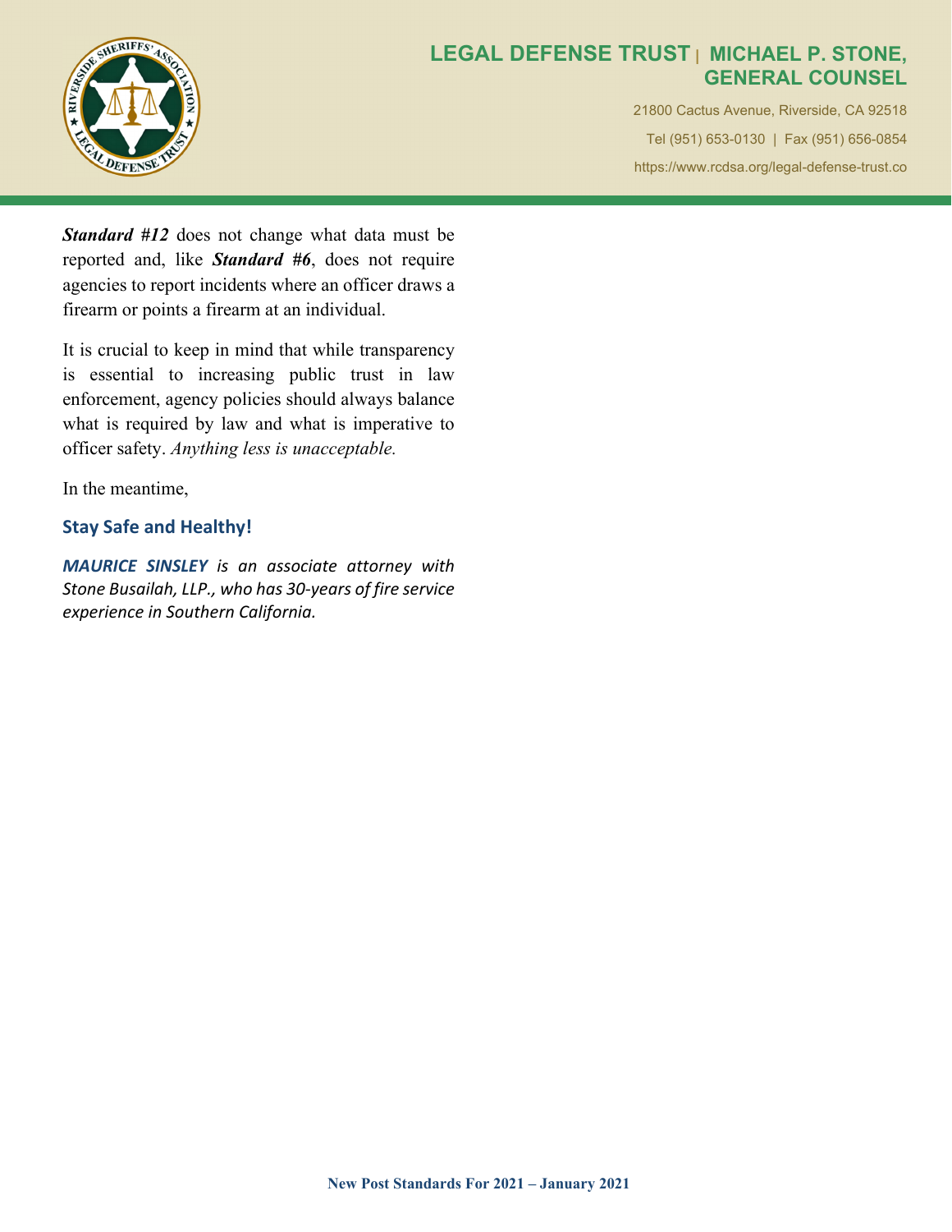***Standard #12*** does not change what data must be reported and, like ***Standard #6***, does not require agencies to report incidents where an officer draws a firearm or points a firearm at an individual.

It is crucial to keep in mind that while transparency is essential to increasing public trust in law enforcement, agency policies should always balance what is required by law and what is imperative to officer safety. *Anything less is unacceptable.*

In the meantime,

**Stay Safe and Healthy!**

***MAURICE SINSLEY*** *is an associate attorney with Stone Busailah, LLP., who has 30-years of fire service experience in Southern California.*